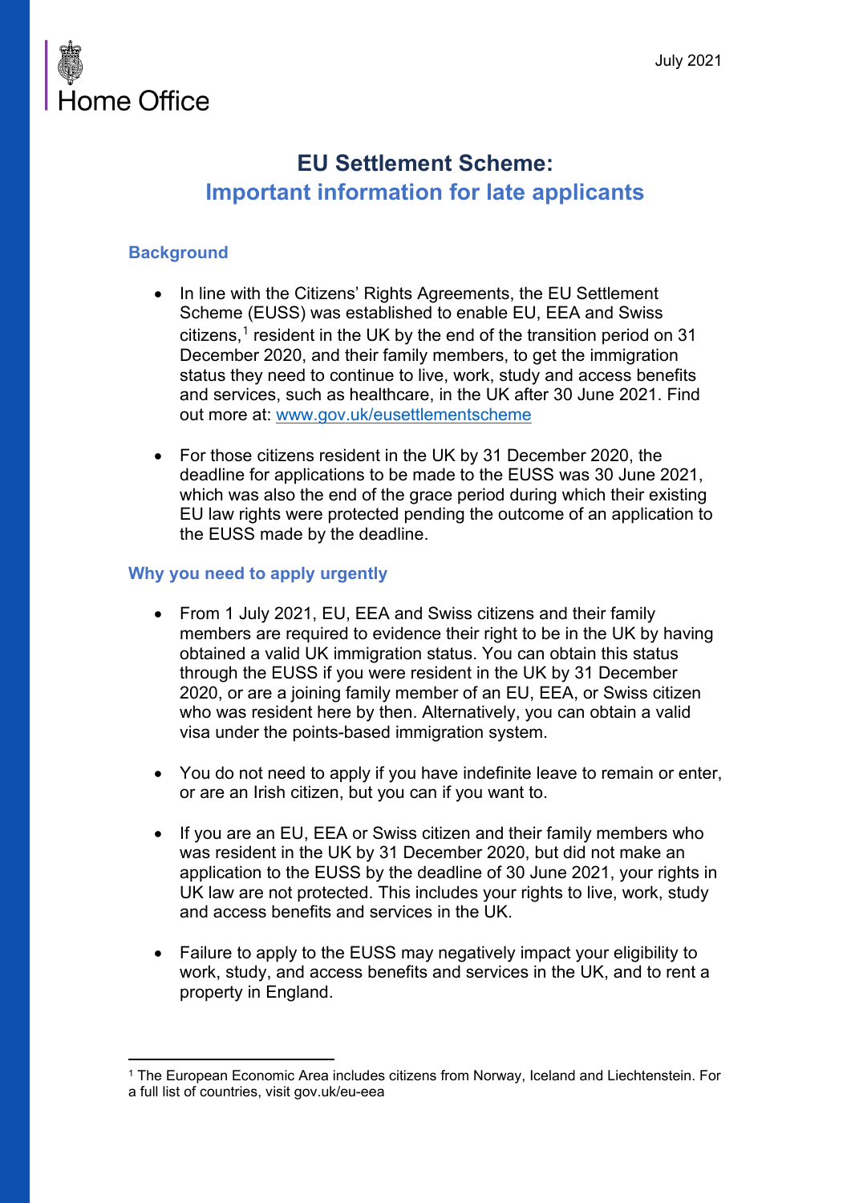Home Office

July 2021

# EU Settlement Scheme:
## Important information for late applicants

### Background

- In line with the Citizens' Rights Agreements, the EU Settlement Scheme (EUSS) was established to enable EU, EEA and Swiss citizens,[1] resident in the UK by the end of the transition period on 31 December 2020, and their family members, to get the immigration status they need to continue to live, work, study and access benefits and services, such as healthcare, in the UK after 30 June 2021. Find out more at: [www.gov.uk/eusettlementscheme](www.gov.uk/eusettlementscheme)

- For those citizens resident in the UK by 31 December 2020, the deadline for applications to be made to the EUSS was 30 June 2021, which was also the end of the grace period during which their existing EU law rights were protected pending the outcome of an application to the EUSS made by the deadline.

### Why you need to apply urgently

- From 1 July 2021, EU, EEA and Swiss citizens and their family members are required to evidence their right to be in the UK by having obtained a valid UK immigration status. You can obtain this status through the EUSS if you were resident in the UK by 31 December 2020, or are a joining family member of an EU, EEA, or Swiss citizen who was resident here by then. Alternatively, you can obtain a valid visa under the points-based immigration system.

- You do not need to apply if you have indefinite leave to remain or enter, or are an Irish citizen, but you can if you want to.

- If you are an EU, EEA or Swiss citizen and their family members who was resident in the UK by 31 December 2020, but did not make an application to the EUSS by the deadline of 30 June 2021, your rights in UK law are not protected. This includes your rights to live, work, study and access benefits and services in the UK.

- Failure to apply to the EUSS may negatively impact your eligibility to work, study, and access benefits and services in the UK, and to rent a property in England.

[1] The European Economic Area includes citizens from Norway, Iceland and Liechtenstein. For a full list of countries, visit gov.uk/eu-eea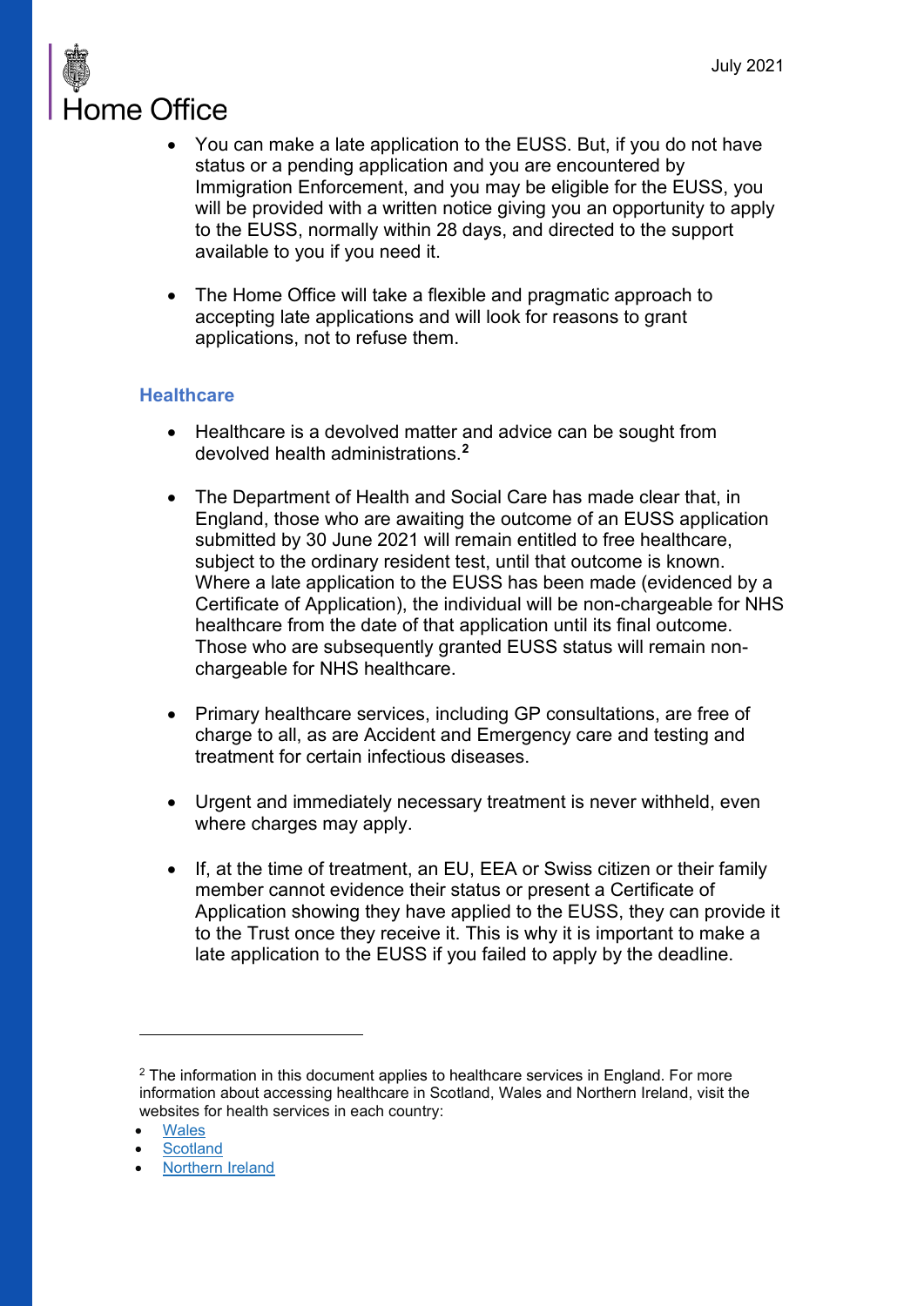- You can make a late application to the EUSS. But, if you do not have status or a pending application and you are encountered by Immigration Enforcement, and you may be eligible for the EUSS, you will be provided with a written notice giving you an opportunity to apply to the EUSS, normally within 28 days, and directed to the support available to you if you need it.

- The Home Office will take a flexible and pragmatic approach to accepting late applications and will look for reasons to grant applications, not to refuse them.

## Healthcare

- Healthcare is a devolved matter and advice can be sought from devolved health administrations.[2]

- The Department of Health and Social Care has made clear that, in England, those who are awaiting the outcome of an EUSS application submitted by 30 June 2021 will remain entitled to free healthcare, subject to the ordinary resident test, until that outcome is known. Where a late application to the EUSS has been made (evidenced by a Certificate of Application), the individual will be non-chargeable for NHS healthcare from the date of that application until its final outcome. Those who are subsequently granted EUSS status will remain non-chargeable for NHS healthcare.

- Primary healthcare services, including GP consultations, are free of charge to all, as are Accident and Emergency care and testing and treatment for certain infectious diseases.

- Urgent and immediately necessary treatment is never withheld, even where charges may apply.

- If, at the time of treatment, an EU, EEA or Swiss citizen or their family member cannot evidence their status or present a Certificate of Application showing they have applied to the EUSS, they can provide it to the Trust once they receive it. This is why it is important to make a late application to the EUSS if you failed to apply by the deadline.

---

[2] The information in this document applies to healthcare services in England. For more information about accessing healthcare in Scotland, Wales and Northern Ireland, visit the websites for health services in each country:

- Wales
- Scotland
- Northern Ireland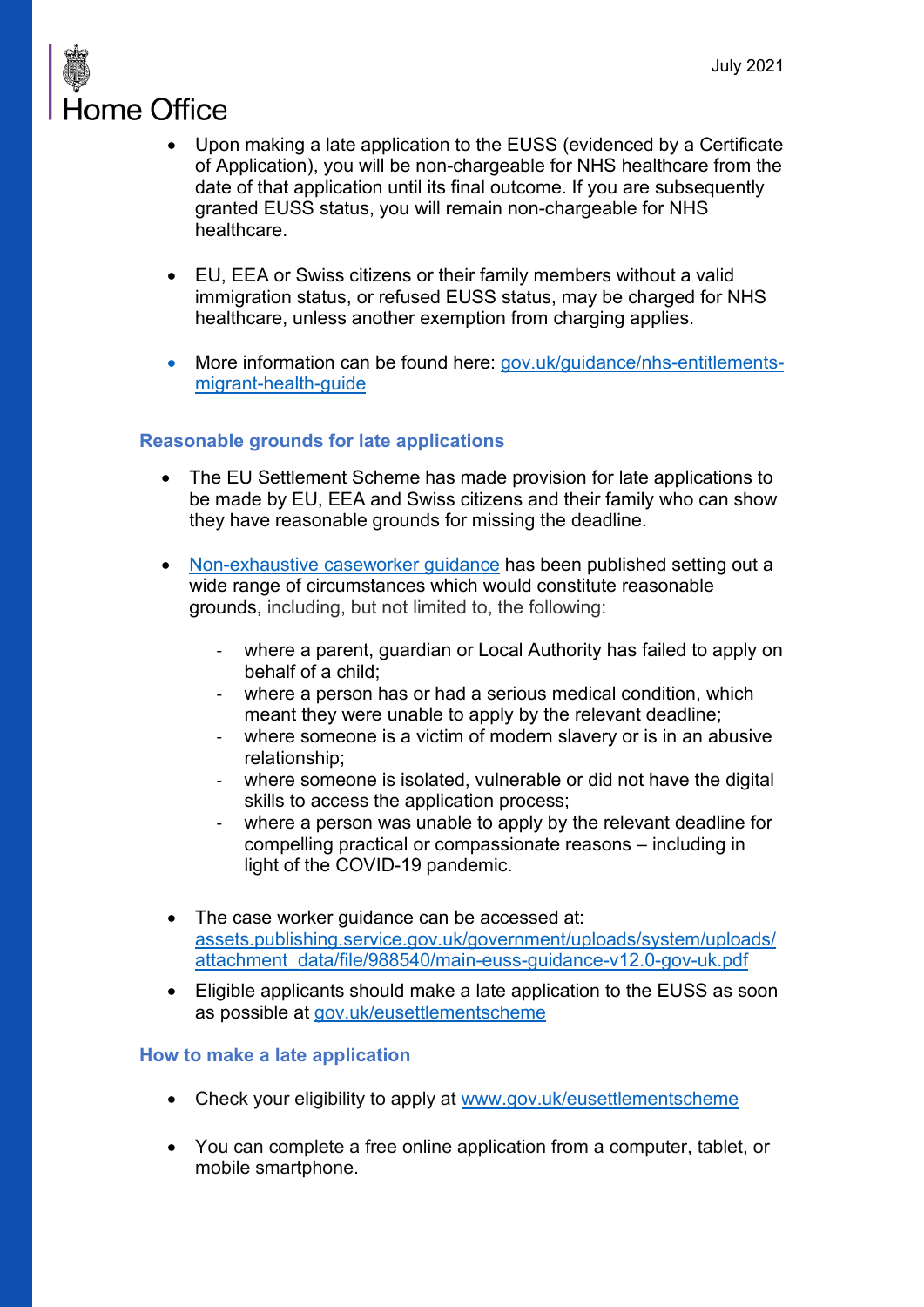- Upon making a late application to the EUSS (evidenced by a Certificate of Application), you will be non-chargeable for NHS healthcare from the date of that application until its final outcome. If you are subsequently granted EUSS status, you will remain non-chargeable for NHS healthcare.

- EU, EEA or Swiss citizens or their family members without a valid immigration status, or refused EUSS status, may be charged for NHS healthcare, unless another exemption from charging applies.

- More information can be found here: [gov.uk/guidance/nhs-entitlements-migrant-health-guide](https://www.gov.uk/guidance/nhs-entitlements-migrant-health-guide)

### Reasonable grounds for late applications

- The EU Settlement Scheme has made provision for late applications to be made by EU, EEA and Swiss citizens and their family who can show they have reasonable grounds for missing the deadline.

- Non-exhaustive caseworker guidance has been published setting out a wide range of circumstances which would constitute reasonable grounds, including, but not limited to, the following:

  - where a parent, guardian or Local Authority has failed to apply on behalf of a child;
  - where a person has or had a serious medical condition, which meant they were unable to apply by the relevant deadline;
  - where someone is a victim of modern slavery or is in an abusive relationship;
  - where someone is isolated, vulnerable or did not have the digital skills to access the application process;
  - where a person was unable to apply by the relevant deadline for compelling practical or compassionate reasons – including in light of the COVID-19 pandemic.

- The case worker guidance can be accessed at: [assets.publishing.service.gov.uk/government/uploads/system/uploads/attachment_data/file/988540/main-euss-guidance-v12.0-gov-uk.pdf](https://assets.publishing.service.gov.uk/government/uploads/system/uploads/attachment_data/file/988540/main-euss-guidance-v12.0-gov-uk.pdf)

- Eligible applicants should make a late application to the EUSS as soon as possible at [gov.uk/eusettlementscheme](https://www.gov.uk/eusettlementscheme)

### How to make a late application

- Check your eligibility to apply at [www.gov.uk/eusettlementscheme](https://www.gov.uk/eusettlementscheme)

- You can complete a free online application from a computer, tablet, or mobile smartphone.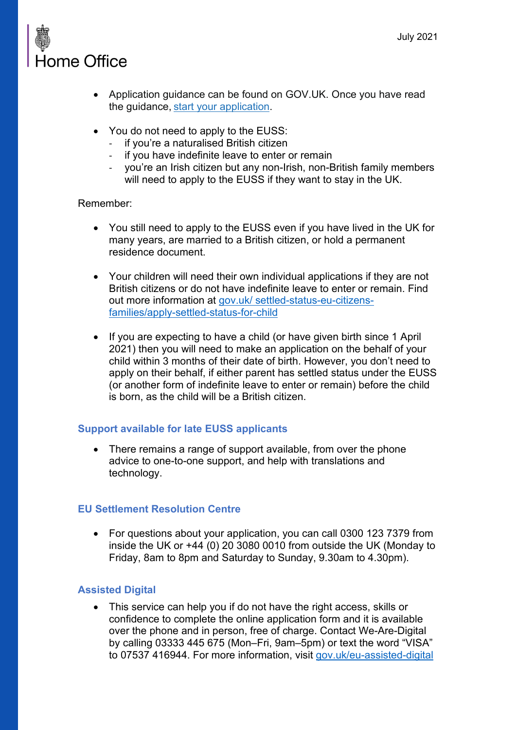- Application guidance can be found on GOV.UK. Once you have read the guidance, start your application.

- You do not need to apply to the EUSS:
  - if you're a naturalised British citizen
  - if you have indefinite leave to enter or remain
  - you're an Irish citizen but any non-Irish, non-British family members will need to apply to the EUSS if they want to stay in the UK.

Remember:

- You still need to apply to the EUSS even if you have lived in the UK for many years, are married to a British citizen, or hold a permanent residence document.

- Your children will need their own individual applications if they are not British citizens or do not have indefinite leave to enter or remain. Find out more information at gov.uk/ settled-status-eu-citizens-families/apply-settled-status-for-child

- If you are expecting to have a child (or have given birth since 1 April 2021) then you will need to make an application on the behalf of your child within 3 months of their date of birth. However, you don't need to apply on their behalf, if either parent has settled status under the EUSS (or another form of indefinite leave to enter or remain) before the child is born, as the child will be a British citizen.

### Support available for late EUSS applicants

- There remains a range of support available, from over the phone advice to one-to-one support, and help with translations and technology.

### EU Settlement Resolution Centre

- For questions about your application, you can call 0300 123 7379 from inside the UK or +44 (0) 20 3080 0010 from outside the UK (Monday to Friday, 8am to 8pm and Saturday to Sunday, 9.30am to 4.30pm).

### Assisted Digital

- This service can help you if do not have the right access, skills or confidence to complete the online application form and it is available over the phone and in person, free of charge. Contact We-Are-Digital by calling 03333 445 675 (Mon–Fri, 9am–5pm) or text the word "VISA" to 07537 416944. For more information, visit gov.uk/eu-assisted-digital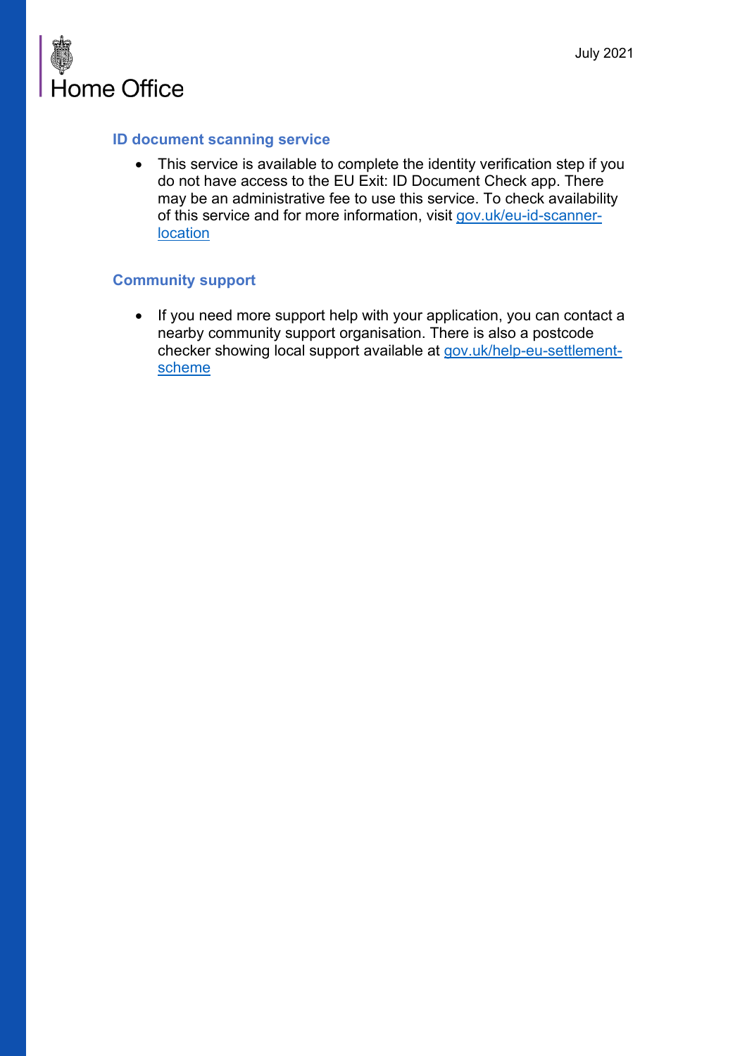## ID document scanning service

- This service is available to complete the identity verification step if you do not have access to the EU Exit: ID Document Check app. There may be an administrative fee to use this service. To check availability of this service and for more information, visit gov.uk/eu-id-scanner-location

## Community support

- If you need more support help with your application, you can contact a nearby community support organisation. There is also a postcode checker showing local support available at gov.uk/help-eu-settlement-scheme